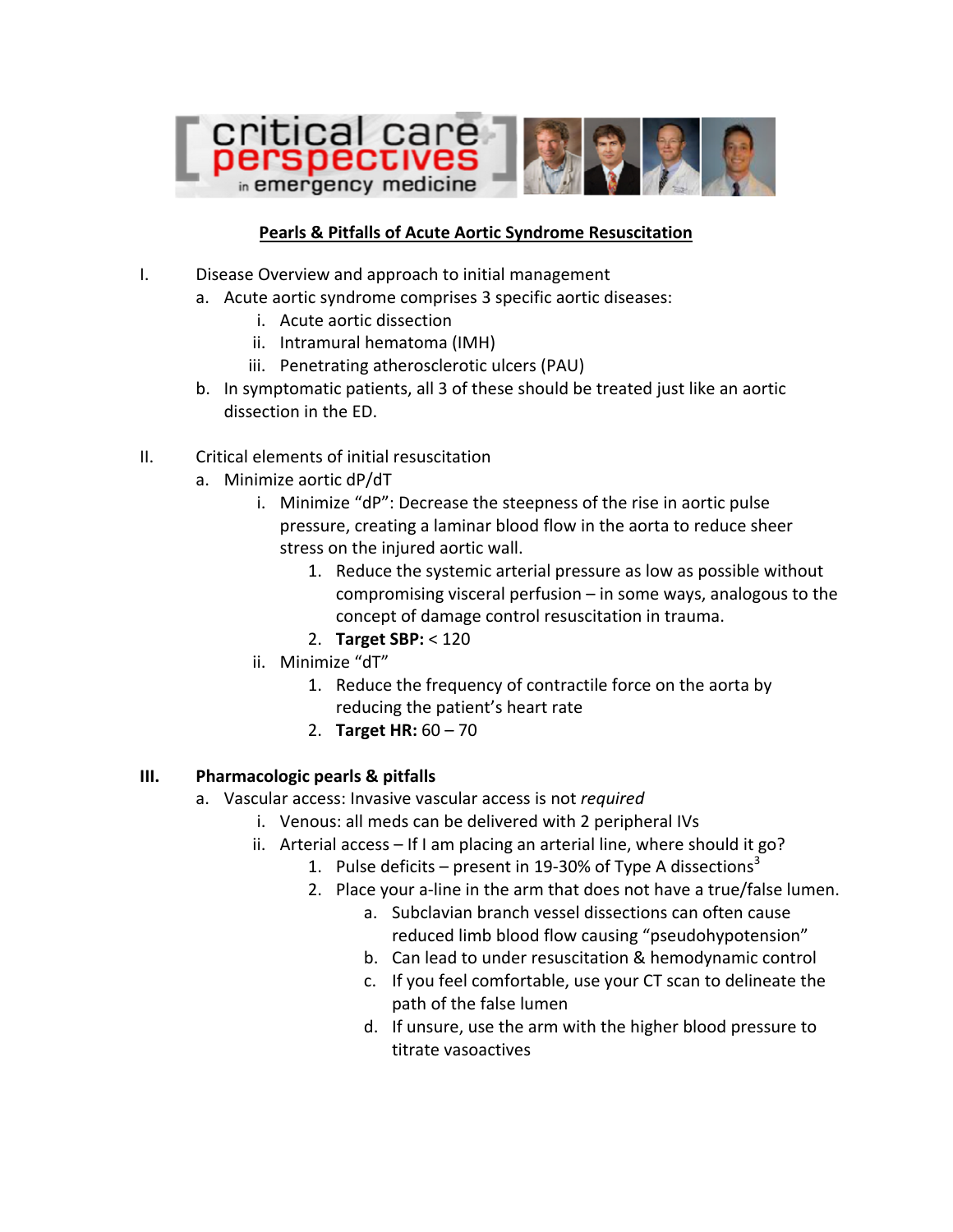# Pearls & Pitfalls of Acute Aortic Syndrome Resuscitation

I. Disease Overview and approach to initial management
   a. Acute aortic syndrome comprises 3 specific aortic diseases:
      i. Acute aortic dissection
      ii. Intramural hematoma (IMH)
      iii. Penetrating atherosclerotic ulcers (PAU)
   b. In symptomatic patients, all 3 of these should be treated just like an aortic dissection in the ED.

II. Critical elements of initial resuscitation
   a. Minimize aortic dP/dT
      i. Minimize "dP": Decrease the steepness of the rise in aortic pulse pressure, creating a laminar blood flow in the aorta to reduce sheer stress on the injured aortic wall.
         1. Reduce the systemic arterial pressure as low as possible without compromising visceral perfusion – in some ways, analogous to the concept of damage control resuscitation in trauma.
         2. **Target SBP:** < 120
      ii. Minimize "dT"
         1. Reduce the frequency of contractile force on the aorta by reducing the patient's heart rate
         2. **Target HR:** 60 – 70

**III. Pharmacologic pearls & pitfalls**
   a. Vascular access: Invasive vascular access is not *required*
      i. Venous: all meds can be delivered with 2 peripheral IVs
      ii. Arterial access – If I am placing an arterial line, where should it go?
         1. Pulse deficits – present in 19-30% of Type A dissections[3]
         2. Place your a-line in the arm that does not have a true/false lumen.
            a. Subclavian branch vessel dissections can often cause reduced limb blood flow causing "pseudohypotension"
            b. Can lead to under resuscitation & hemodynamic control
            c. If you feel comfortable, use your CT scan to delineate the path of the false lumen
            d. If unsure, use the arm with the higher blood pressure to titrate vasoactives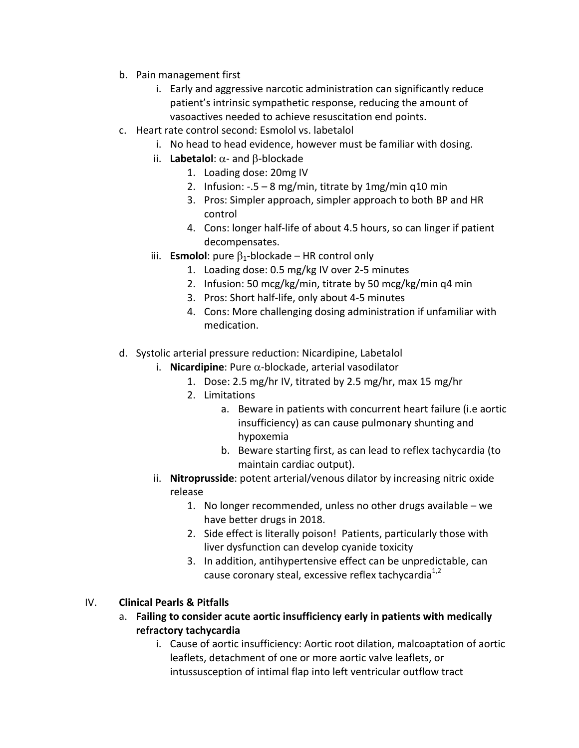b. Pain management first
   i. Early and aggressive narcotic administration can significantly reduce patient's intrinsic sympathetic response, reducing the amount of vasoactives needed to achieve resuscitation end points.

c. Heart rate control second: Esmolol vs. labetalol
   i. No head to head evidence, however must be familiar with dosing.
   ii. **Labetalol**: $\alpha$- and $\beta$-blockade
      1. Loading dose: 20mg IV
      2. Infusion: -.5 – 8 mg/min, titrate by 1mg/min q10 min
      3. Pros: Simpler approach, simpler approach to both BP and HR control
      4. Cons: longer half-life of about 4.5 hours, so can linger if patient decompensates.
   iii. **Esmolol**: pure $\beta_1$-blockade – HR control only
      1. Loading dose: 0.5 mg/kg IV over 2-5 minutes
      2. Infusion: 50 mcg/kg/min, titrate by 50 mcg/kg/min q4 min
      3. Pros: Short half-life, only about 4-5 minutes
      4. Cons: More challenging dosing administration if unfamiliar with medication.

d. Systolic arterial pressure reduction: Nicardipine, Labetalol
   i. **Nicardipine**: Pure $\alpha$-blockade, arterial vasodilator
      1. Dose: 2.5 mg/hr IV, titrated by 2.5 mg/hr, max 15 mg/hr
      2. Limitations
         a. Beware in patients with concurrent heart failure (i.e aortic insufficiency) as can cause pulmonary shunting and hypoxemia
         b. Beware starting first, as can lead to reflex tachycardia (to maintain cardiac output).
   ii. **Nitroprusside**: potent arterial/venous dilator by increasing nitric oxide release
      1. No longer recommended, unless no other drugs available – we have better drugs in 2018.
      2. Side effect is literally poison! Patients, particularly those with liver dysfunction can develop cyanide toxicity
      3. In addition, antihypertensive effect can be unpredictable, can cause coronary steal, excessive reflex tachycardia[1,2]

## IV. Clinical Pearls & Pitfalls

a. **Failing to consider acute aortic insufficiency early in patients with medically refractory tachycardia**
   i. Cause of aortic insufficiency: Aortic root dilation, malcoaptation of aortic leaflets, detachment of one or more aortic valve leaflets, or intussusception of intimal flap into left ventricular outflow tract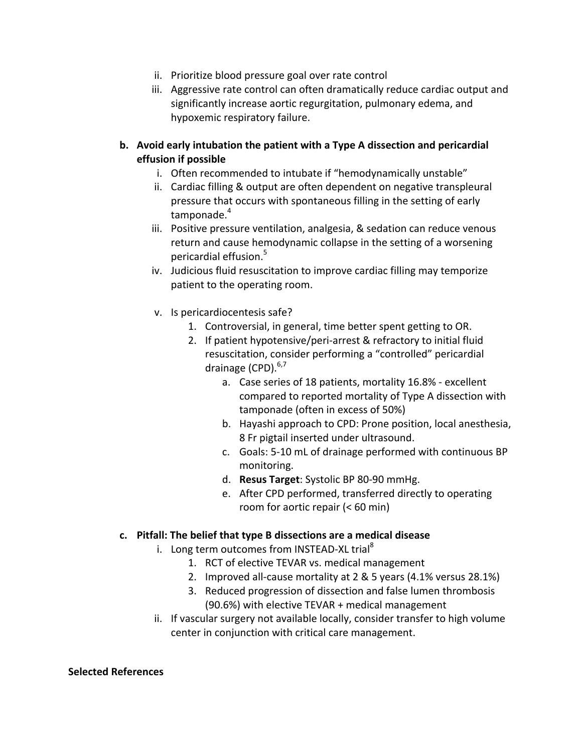ii. Prioritize blood pressure goal over rate control
   iii. Aggressive rate control can often dramatically reduce cardiac output and significantly increase aortic regurgitation, pulmonary edema, and hypoxemic respiratory failure.

**b. Avoid early intubation the patient with a Type A dissection and pericardial effusion if possible**

   i. Often recommended to intubate if "hemodynamically unstable"
   ii. Cardiac filling & output are often dependent on negative transpleural pressure that occurs with spontaneous filling in the setting of early tamponade.[4]
   iii. Positive pressure ventilation, analgesia, & sedation can reduce venous return and cause hemodynamic collapse in the setting of a worsening pericardial effusion.[5]
   iv. Judicious fluid resuscitation to improve cardiac filling may temporize patient to the operating room.
   v. Is pericardiocentesis safe?
      1. Controversial, in general, time better spent getting to OR.
      2. If patient hypotensive/peri-arrest & refractory to initial fluid resuscitation, consider performing a "controlled" pericardial drainage (CPD).[6,7]
         a. Case series of 18 patients, mortality 16.8% - excellent compared to reported mortality of Type A dissection with tamponade (often in excess of 50%)
         b. Hayashi approach to CPD: Prone position, local anesthesia, 8 Fr pigtail inserted under ultrasound.
         c. Goals: 5-10 mL of drainage performed with continuous BP monitoring.
         d. **Resus Target**: Systolic BP 80-90 mmHg.
         e. After CPD performed, transferred directly to operating room for aortic repair (< 60 min)

**c. Pitfall: The belief that type B dissections are a medical disease**

   i. Long term outcomes from INSTEAD-XL trial[8]
      1. RCT of elective TEVAR vs. medical management
      2. Improved all-cause mortality at 2 & 5 years (4.1% versus 28.1%)
      3. Reduced progression of dissection and false lumen thrombosis (90.6%) with elective TEVAR + medical management
   ii. If vascular surgery not available locally, consider transfer to high volume center in conjunction with critical care management.

**Selected References**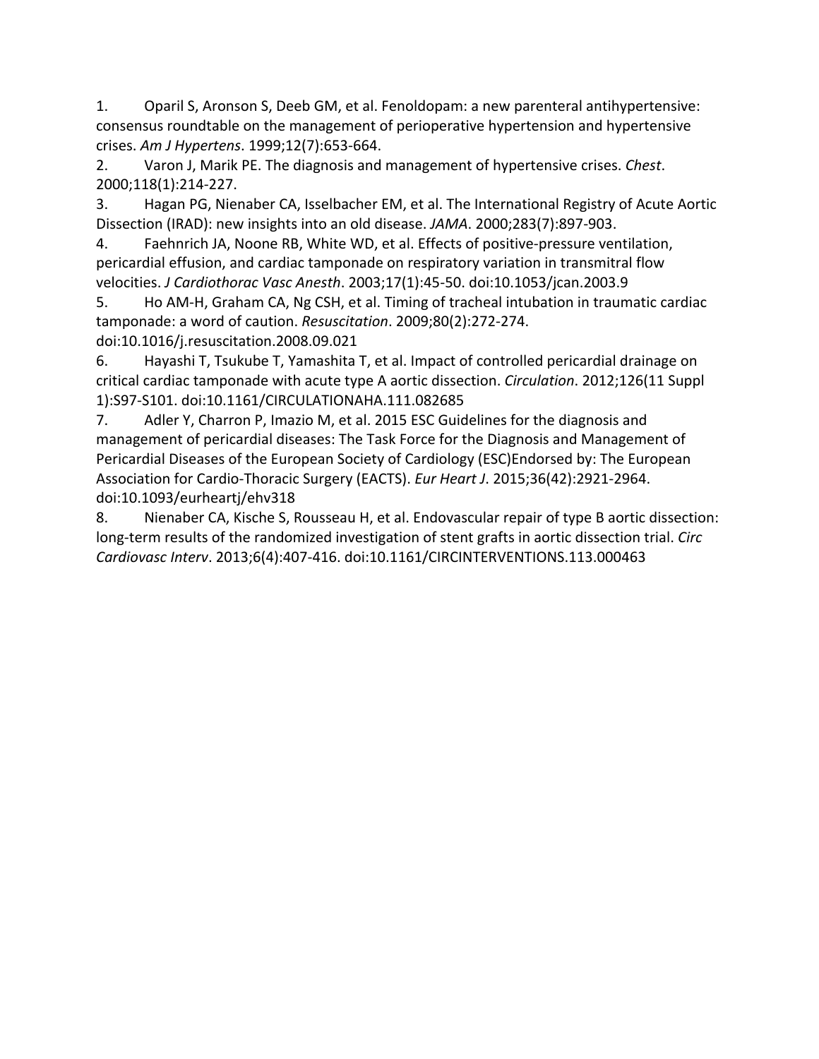1. Oparil S, Aronson S, Deeb GM, et al. Fenoldopam: a new parenteral antihypertensive: consensus roundtable on the management of perioperative hypertension and hypertensive crises. *Am J Hypertens*. 1999;12(7):653-664.
2. Varon J, Marik PE. The diagnosis and management of hypertensive crises. *Chest*. 2000;118(1):214-227.
3. Hagan PG, Nienaber CA, Isselbacher EM, et al. The International Registry of Acute Aortic Dissection (IRAD): new insights into an old disease. *JAMA*. 2000;283(7):897-903.
4. Faehnrich JA, Noone RB, White WD, et al. Effects of positive-pressure ventilation, pericardial effusion, and cardiac tamponade on respiratory variation in transmitral flow velocities. *J Cardiothorac Vasc Anesth*. 2003;17(1):45-50. doi:10.1053/jcan.2003.9
5. Ho AM-H, Graham CA, Ng CSH, et al. Timing of tracheal intubation in traumatic cardiac tamponade: a word of caution. *Resuscitation*. 2009;80(2):272-274. doi:10.1016/j.resuscitation.2008.09.021
6. Hayashi T, Tsukube T, Yamashita T, et al. Impact of controlled pericardial drainage on critical cardiac tamponade with acute type A aortic dissection. *Circulation*. 2012;126(11 Suppl 1):S97-S101. doi:10.1161/CIRCULATIONAHA.111.082685
7. Adler Y, Charron P, Imazio M, et al. 2015 ESC Guidelines for the diagnosis and management of pericardial diseases: The Task Force for the Diagnosis and Management of Pericardial Diseases of the European Society of Cardiology (ESC)Endorsed by: The European Association for Cardio-Thoracic Surgery (EACTS). *Eur Heart J*. 2015;36(42):2921-2964. doi:10.1093/eurheartj/ehv318
8. Nienaber CA, Kische S, Rousseau H, et al. Endovascular repair of type B aortic dissection: long-term results of the randomized investigation of stent grafts in aortic dissection trial. *Circ Cardiovasc Interv*. 2013;6(4):407-416. doi:10.1161/CIRCINTERVENTIONS.113.000463